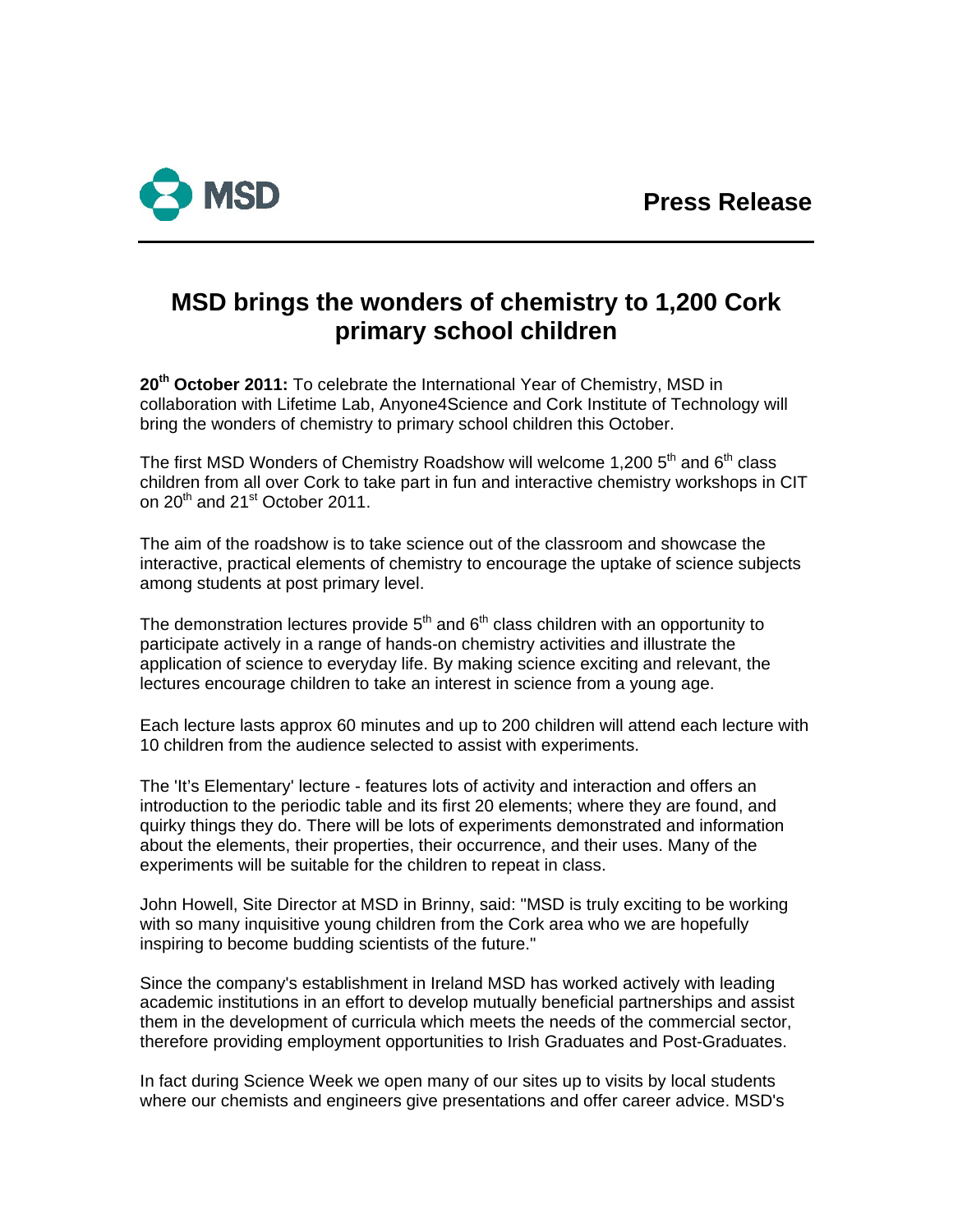MSD

**Press Release**

# MSD brings the wonders of chemistry to 1,200 Cork primary school children

**20th October 2011:** To celebrate the International Year of Chemistry, MSD in collaboration with Lifetime Lab, Anyone4Science and Cork Institute of Technology will bring the wonders of chemistry to primary school children this October.

The first MSD Wonders of Chemistry Roadshow will welcome 1,200 5th and 6th class children from all over Cork to take part in fun and interactive chemistry workshops in CIT on 20th and 21st October 2011.

The aim of the roadshow is to take science out of the classroom and showcase the interactive, practical elements of chemistry to encourage the uptake of science subjects among students at post primary level.

The demonstration lectures provide 5th and 6th class children with an opportunity to participate actively in a range of hands-on chemistry activities and illustrate the application of science to everyday life. By making science exciting and relevant, the lectures encourage children to take an interest in science from a young age.

Each lecture lasts approx 60 minutes and up to 200 children will attend each lecture with 10 children from the audience selected to assist with experiments.

The 'It's Elementary' lecture - features lots of activity and interaction and offers an introduction to the periodic table and its first 20 elements; where they are found, and quirky things they do. There will be lots of experiments demonstrated and information about the elements, their properties, their occurrence, and their uses. Many of the experiments will be suitable for the children to repeat in class.

John Howell, Site Director at MSD in Brinny, said: "MSD is truly exciting to be working with so many inquisitive young children from the Cork area who we are hopefully inspiring to become budding scientists of the future."

Since the company's establishment in Ireland MSD has worked actively with leading academic institutions in an effort to develop mutually beneficial partnerships and assist them in the development of curricula which meets the needs of the commercial sector, therefore providing employment opportunities to Irish Graduates and Post-Graduates.

In fact during Science Week we open many of our sites up to visits by local students where our chemists and engineers give presentations and offer career advice. MSD's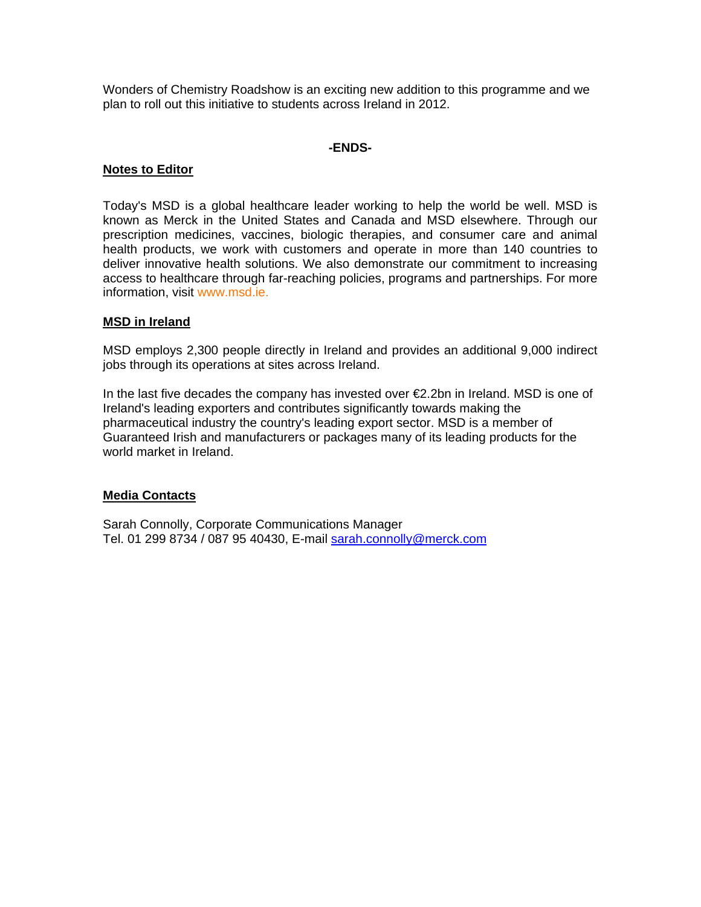Wonders of Chemistry Roadshow is an exciting new addition to this programme and we plan to roll out this initiative to students across Ireland in 2012.

**-ENDS-**

**Notes to Editor**

Today's MSD is a global healthcare leader working to help the world be well. MSD is known as Merck in the United States and Canada and MSD elsewhere. Through our prescription medicines, vaccines, biologic therapies, and consumer care and animal health products, we work with customers and operate in more than 140 countries to deliver innovative health solutions. We also demonstrate our commitment to increasing access to healthcare through far-reaching policies, programs and partnerships. For more information, visit www.msd.ie.

**MSD in Ireland**

MSD employs 2,300 people directly in Ireland and provides an additional 9,000 indirect jobs through its operations at sites across Ireland.

In the last five decades the company has invested over €2.2bn in Ireland. MSD is one of Ireland's leading exporters and contributes significantly towards making the pharmaceutical industry the country's leading export sector. MSD is a member of Guaranteed Irish and manufacturers or packages many of its leading products for the world market in Ireland.

**Media Contacts**

Sarah Connolly, Corporate Communications Manager
Tel. 01 299 8734 / 087 95 40430, E-mail sarah.connolly@merck.com